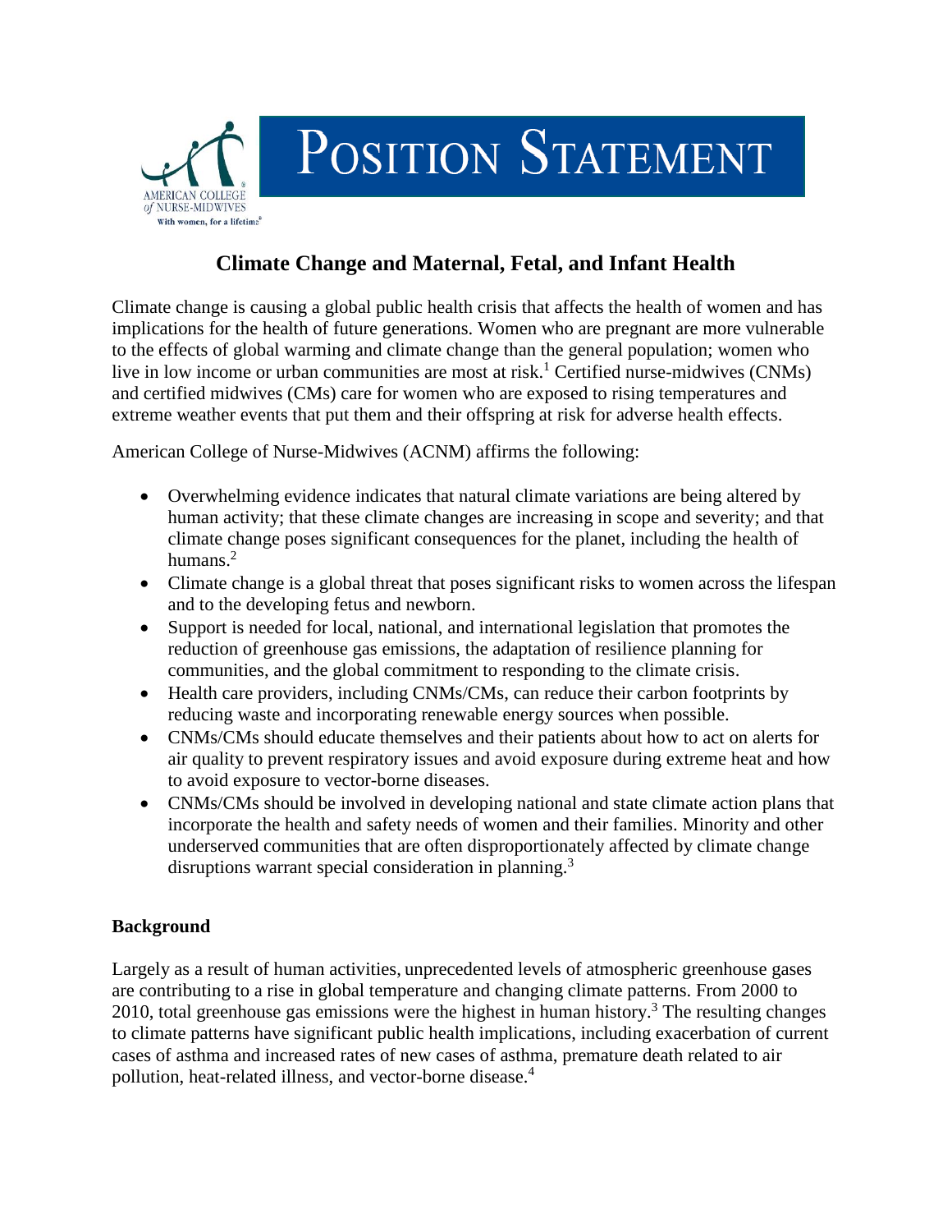AMERICAN COLLEGE of NURSE-MIDWIVES

With women, for a lifetime®

# Position Statement

## Climate Change and Maternal, Fetal, and Infant Health

Climate change is causing a global public health crisis that affects the health of women and has implications for the health of future generations. Women who are pregnant are more vulnerable to the effects of global warming and climate change than the general population; women who live in low income or urban communities are most at risk.[1] Certified nurse-midwives (CNMs) and certified midwives (CMs) care for women who are exposed to rising temperatures and extreme weather events that put them and their offspring at risk for adverse health effects.

American College of Nurse-Midwives (ACNM) affirms the following:

- Overwhelming evidence indicates that natural climate variations are being altered by human activity; that these climate changes are increasing in scope and severity; and that climate change poses significant consequences for the planet, including the health of humans.[2]
- Climate change is a global threat that poses significant risks to women across the lifespan and to the developing fetus and newborn.
- Support is needed for local, national, and international legislation that promotes the reduction of greenhouse gas emissions, the adaptation of resilience planning for communities, and the global commitment to responding to the climate crisis.
- Health care providers, including CNMs/CMs, can reduce their carbon footprints by reducing waste and incorporating renewable energy sources when possible.
- CNMs/CMs should educate themselves and their patients about how to act on alerts for air quality to prevent respiratory issues and avoid exposure during extreme heat and how to avoid exposure to vector-borne diseases.
- CNMs/CMs should be involved in developing national and state climate action plans that incorporate the health and safety needs of women and their families. Minority and other underserved communities that are often disproportionately affected by climate change disruptions warrant special consideration in planning.[3]

### Background

Largely as a result of human activities, unprecedented levels of atmospheric greenhouse gases are contributing to a rise in global temperature and changing climate patterns. From 2000 to 2010, total greenhouse gas emissions were the highest in human history.[3] The resulting changes to climate patterns have significant public health implications, including exacerbation of current cases of asthma and increased rates of new cases of asthma, premature death related to air pollution, heat-related illness, and vector-borne disease.[4]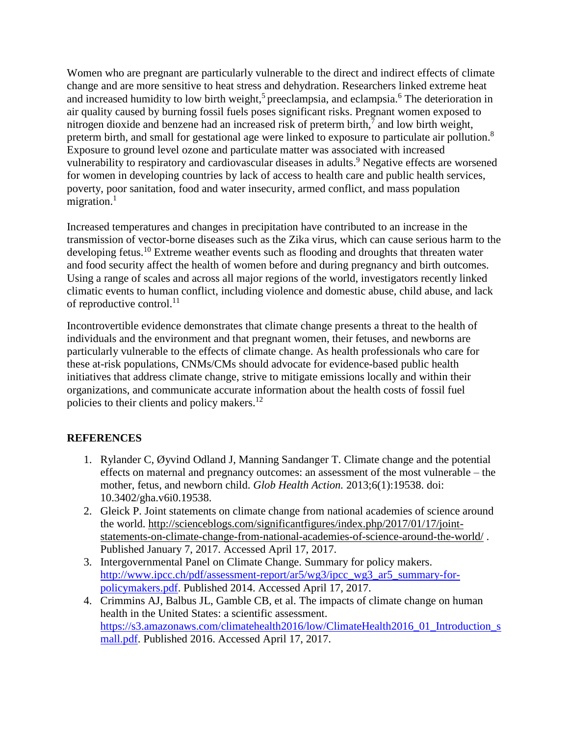Women who are pregnant are particularly vulnerable to the direct and indirect effects of climate change and are more sensitive to heat stress and dehydration. Researchers linked extreme heat and increased humidity to low birth weight,[5] preeclampsia, and eclampsia.[6] The deterioration in air quality caused by burning fossil fuels poses significant risks. Pregnant women exposed to nitrogen dioxide and benzene had an increased risk of preterm birth,[7] and low birth weight, preterm birth, and small for gestational age were linked to exposure to particulate air pollution.[8] Exposure to ground level ozone and particulate matter was associated with increased vulnerability to respiratory and cardiovascular diseases in adults.[9] Negative effects are worsened for women in developing countries by lack of access to health care and public health services, poverty, poor sanitation, food and water insecurity, armed conflict, and mass population migration.[1]

Increased temperatures and changes in precipitation have contributed to an increase in the transmission of vector-borne diseases such as the Zika virus, which can cause serious harm to the developing fetus.[10] Extreme weather events such as flooding and droughts that threaten water and food security affect the health of women before and during pregnancy and birth outcomes. Using a range of scales and across all major regions of the world, investigators recently linked climatic events to human conflict, including violence and domestic abuse, child abuse, and lack of reproductive control.[11]

Incontrovertible evidence demonstrates that climate change presents a threat to the health of individuals and the environment and that pregnant women, their fetuses, and newborns are particularly vulnerable to the effects of climate change. As health professionals who care for these at-risk populations, CNMs/CMs should advocate for evidence-based public health initiatives that address climate change, strive to mitigate emissions locally and within their organizations, and communicate accurate information about the health costs of fossil fuel policies to their clients and policy makers.[12]

## REFERENCES

1. Rylander C, Øyvind Odland J, Manning Sandanger T. Climate change and the potential effects on maternal and pregnancy outcomes: an assessment of the most vulnerable – the mother, fetus, and newborn child. *Glob Health Action.* 2013;6(1):19538. doi: 10.3402/gha.v6i0.19538.
2. Gleick P. Joint statements on climate change from national academies of science around the world. http://scienceblogs.com/significantfigures/index.php/2017/01/17/joint-statements-on-climate-change-from-national-academies-of-science-around-the-world/ . Published January 7, 2017. Accessed April 17, 2017.
3. Intergovernmental Panel on Climate Change. Summary for policy makers. http://www.ipcc.ch/pdf/assessment-report/ar5/wg3/ipcc_wg3_ar5_summary-for-policymakers.pdf. Published 2014. Accessed April 17, 2017.
4. Crimmins AJ, Balbus JL, Gamble CB, et al. The impacts of climate change on human health in the United States: a scientific assessment. https://s3.amazonaws.com/climatehealth2016/low/ClimateHealth2016_01_Introduction_small.pdf. Published 2016. Accessed April 17, 2017.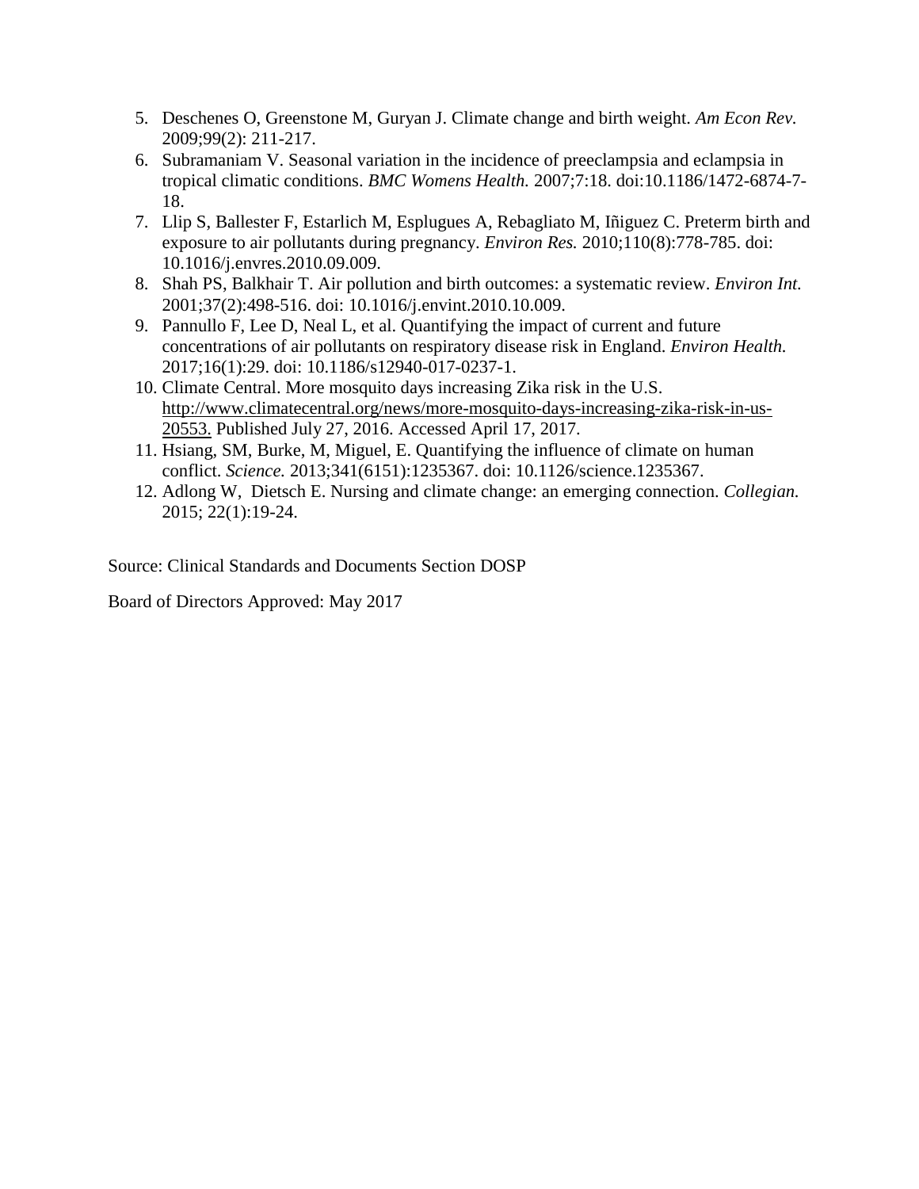5. Deschenes O, Greenstone M, Guryan J. Climate change and birth weight. *Am Econ Rev.* 2009;99(2): 211-217.
6. Subramaniam V. Seasonal variation in the incidence of preeclampsia and eclampsia in tropical climatic conditions. *BMC Womens Health.* 2007;7:18. doi:10.1186/1472-6874-7-18.
7. Llip S, Ballester F, Estarlich M, Esplugues A, Rebagliato M, Iñiguez C. Preterm birth and exposure to air pollutants during pregnancy. *Environ Res.* 2010;110(8):778-785. doi: 10.1016/j.envres.2010.09.009.
8. Shah PS, Balkhair T. Air pollution and birth outcomes: a systematic review. *Environ Int.* 2001;37(2):498-516. doi: 10.1016/j.envint.2010.10.009.
9. Pannullo F, Lee D, Neal L, et al. Quantifying the impact of current and future concentrations of air pollutants on respiratory disease risk in England. *Environ Health.* 2017;16(1):29. doi: 10.1186/s12940-017-0237-1.
10. Climate Central. More mosquito days increasing Zika risk in the U.S. http://www.climatecentral.org/news/more-mosquito-days-increasing-zika-risk-in-us-20553. Published July 27, 2016. Accessed April 17, 2017.
11. Hsiang, SM, Burke, M, Miguel, E. Quantifying the influence of climate on human conflict. *Science.* 2013;341(6151):1235367. doi: 10.1126/science.1235367.
12. Adlong W, Dietsch E. Nursing and climate change: an emerging connection. *Collegian.* 2015; 22(1):19-24.

Source: Clinical Standards and Documents Section DOSP

Board of Directors Approved: May 2017